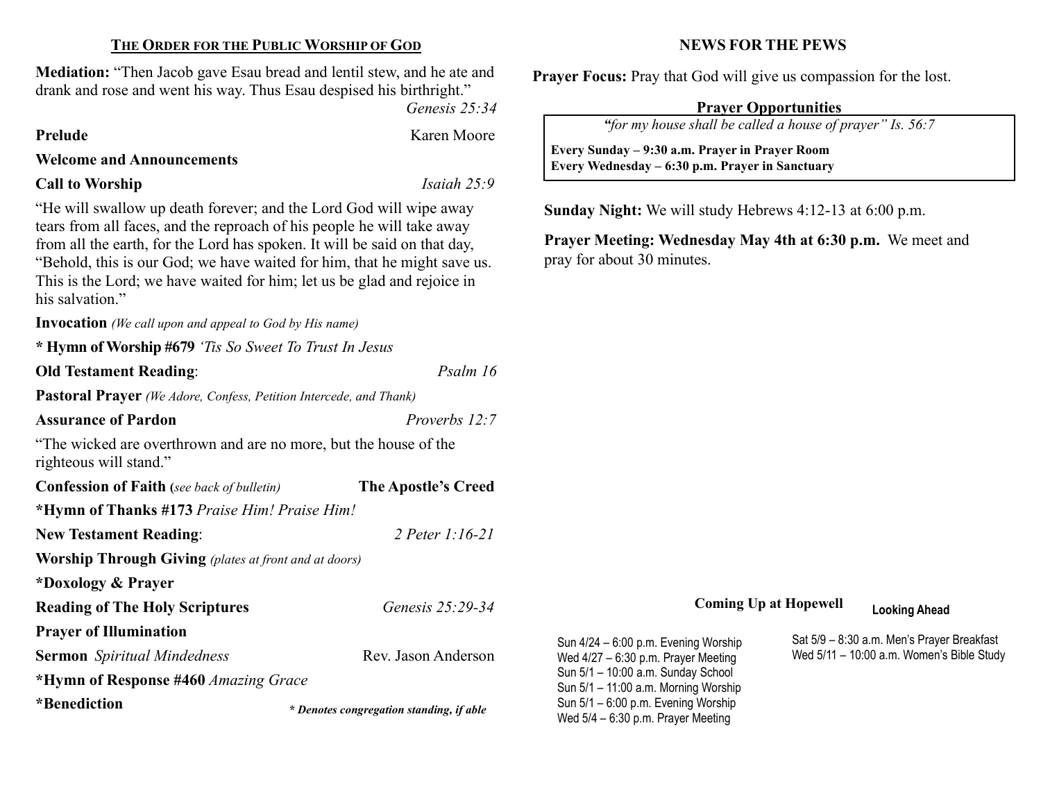## THE ORDER FOR THE PUBLIC WORSHIP OF GOD

**Mediation:** "Then Jacob gave Esau bread and lentil stew, and he ate and drank and rose and went his way. Thus Esau despised his birthright." *Genesis 25:34*

**Prelude** Karen Moore

**Welcome and Announcements**

**Call to Worship** *Isaiah 25:9*

"He will swallow up death forever; and the Lord God will wipe away tears from all faces, and the reproach of his people he will take away from all the earth, for the Lord has spoken. It will be said on that day, "Behold, this is our God; we have waited for him, that he might save us. This is the Lord; we have waited for him; let us be glad and rejoice in his salvation."

**Invocation** *(We call upon and appeal to God by His name)*

**\* Hymn of Worship #679** *'Tis So Sweet To Trust In Jesus*

**Old Testament Reading**: *Psalm 16*

**Pastoral Prayer** *(We Adore, Confess, Petition Intercede, and Thank)*

**Assurance of Pardon** *Proverbs 12:7*

"The wicked are overthrown and are no more, but the house of the righteous will stand."

**Confession of Faith (***see back of bulletin***)** **The Apostle's Creed**

**\*Hymn of Thanks #173** *Praise Him! Praise Him!*

**New Testament Reading**: *2 Peter 1:16-21*

**Worship Through Giving** *(plates at front and at doors)*

**\*Doxology & Prayer**

**Reading of The Holy Scriptures** *Genesis 25:29-34*

**Prayer of Illumination**

**Sermon** *Spiritual Mindedness* Rev. Jason Anderson

**\*Hymn of Response #460** *Amazing Grace*

**\*Benediction**

***\* Denotes congregation standing, if able***

## NEWS FOR THE PEWS

**Prayer Focus:** Pray that God will give us compassion for the lost.

### Prayer Opportunities

*"for my house shall be called a house of prayer" Is. 56:7*

**Every Sunday – 9:30 a.m. Prayer in Prayer Room**
**Every Wednesday – 6:30 p.m. Prayer in Sanctuary**

**Sunday Night:** We will study Hebrews 4:12-13 at 6:00 p.m.

**Prayer Meeting: Wednesday May 4th at 6:30 p.m.** We meet and pray for about 30 minutes.

### Coming Up at Hopewell

Sun 4/24 – 6:00 p.m. Evening Worship
Wed 4/27 – 6:30 p.m. Prayer Meeting
Sun 5/1 – 10:00 a.m. Sunday School
Sun 5/1 – 11:00 a.m. Morning Worship
Sun 5/1 – 6:00 p.m. Evening Worship
Wed 5/4 – 6:30 p.m. Prayer Meeting

### Looking Ahead

Sat 5/9 – 8:30 a.m. Men's Prayer Breakfast
Wed 5/11 – 10:00 a.m. Women's Bible Study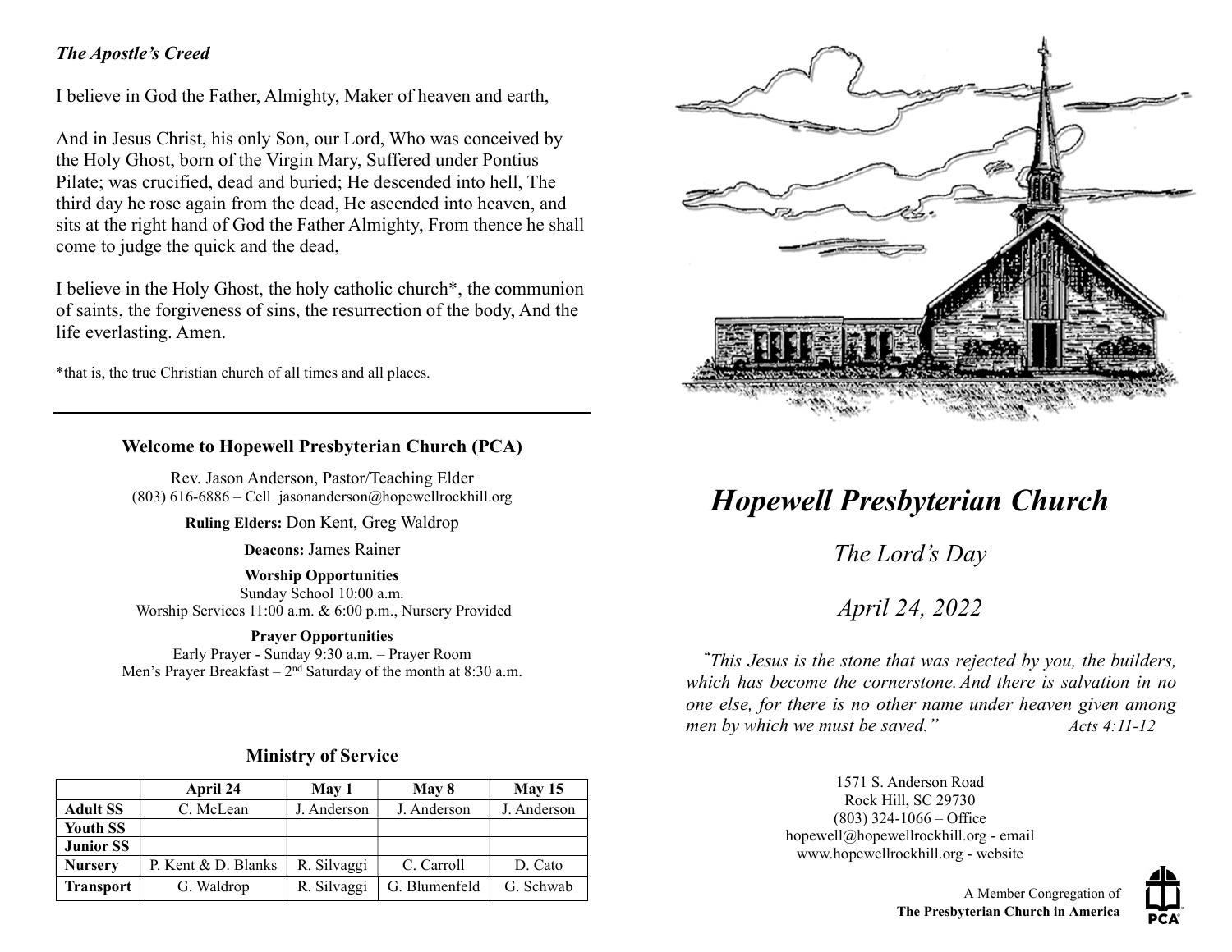*The Apostle's Creed*

I believe in God the Father, Almighty, Maker of heaven and earth,

And in Jesus Christ, his only Son, our Lord, Who was conceived by the Holy Ghost, born of the Virgin Mary, Suffered under Pontius Pilate; was crucified, dead and buried; He descended into hell, The third day he rose again from the dead, He ascended into heaven, and sits at the right hand of God the Father Almighty, From thence he shall come to judge the quick and the dead,

I believe in the Holy Ghost, the holy catholic church*, the communion of saints, the forgiveness of sins, the resurrection of the body, And the life everlasting. Amen.

*that is, the true Christian church of all times and all places.

---

### Welcome to Hopewell Presbyterian Church (PCA)

Rev. Jason Anderson, Pastor/Teaching Elder
(803) 616-6886 – Cell jasonanderson@hopewellrockhill.org

**Ruling Elders:** Don Kent, Greg Waldrop

**Deacons:** James Rainer

**Worship Opportunities**
Sunday School 10:00 a.m.
Worship Services 11:00 a.m. & 6:00 p.m., Nursery Provided

**Prayer Opportunities**
Early Prayer - Sunday 9:30 a.m. – Prayer Room
Men's Prayer Breakfast – 2nd Saturday of the month at 8:30 a.m.

### Ministry of Service

| | April 24 | May 1 | May 8 | May 15 |
|---|---|---|---|---|
| **Adult SS** | C. McLean | J. Anderson | J. Anderson | J. Anderson |
| **Youth SS** | | | | |
| **Junior SS** | | | | |
| **Nursery** | P. Kent & D. Blanks | R. Silvaggi | C. Carroll | D. Cato |
| **Transport** | G. Waldrop | R. Silvaggi | G. Blumenfeld | G. Schwab |

# *Hopewell Presbyterian Church*

*The Lord's Day*

*April 24, 2022*

*"This Jesus is the stone that was rejected by you, the builders, which has become the cornerstone. And there is salvation in no one else, for there is no other name under heaven given among men by which we must be saved."* *Acts 4:11-12*

1571 S. Anderson Road
Rock Hill, SC 29730
(803) 324-1066 – Office
hopewell@hopewellrockhill.org - email
www.hopewellrockhill.org - website

A Member Congregation of
**The Presbyterian Church in America**